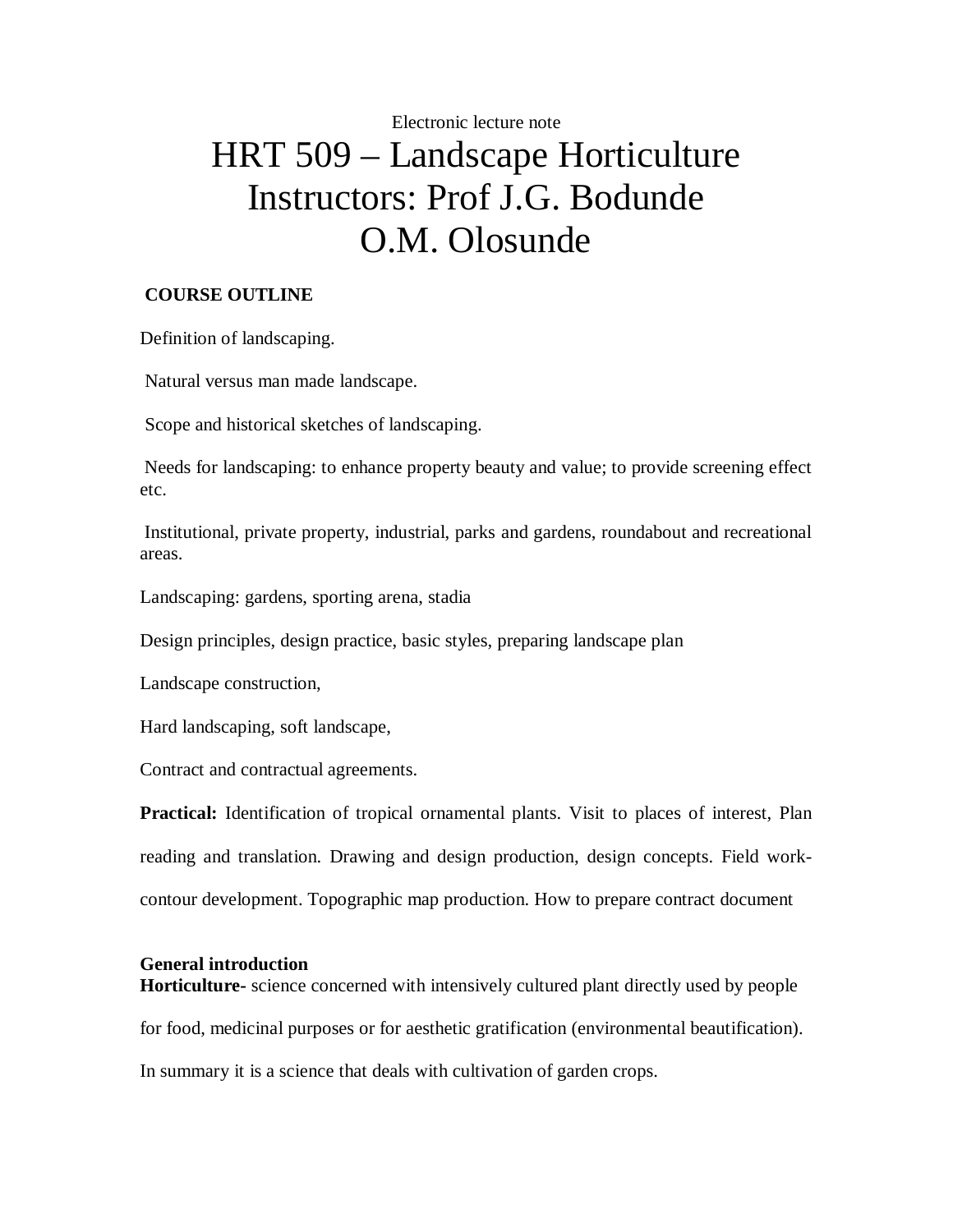Electronic lecture note

# HRT 509 – Landscape Horticulture
# Instructors: Prof J.G. Bodunde
# O.M. Olosunde

**COURSE OUTLINE**

Definition of landscaping.

Natural versus man made landscape.

Scope and historical sketches of landscaping.

Needs for landscaping: to enhance property beauty and value; to provide screening effect etc.

Institutional, private property, industrial, parks and gardens, roundabout and recreational areas.

Landscaping: gardens, sporting arena, stadia

Design principles, design practice, basic styles, preparing landscape plan

Landscape construction,

Hard landscaping, soft landscape,

Contract and contractual agreements.

**Practical:** Identification of tropical ornamental plants. Visit to places of interest, Plan reading and translation. Drawing and design production, design concepts. Field work-contour development. Topographic map production. How to prepare contract document

**General introduction**

**Horticulture-** science concerned with intensively cultured plant directly used by people for food, medicinal purposes or for aesthetic gratification (environmental beautification). In summary it is a science that deals with cultivation of garden crops.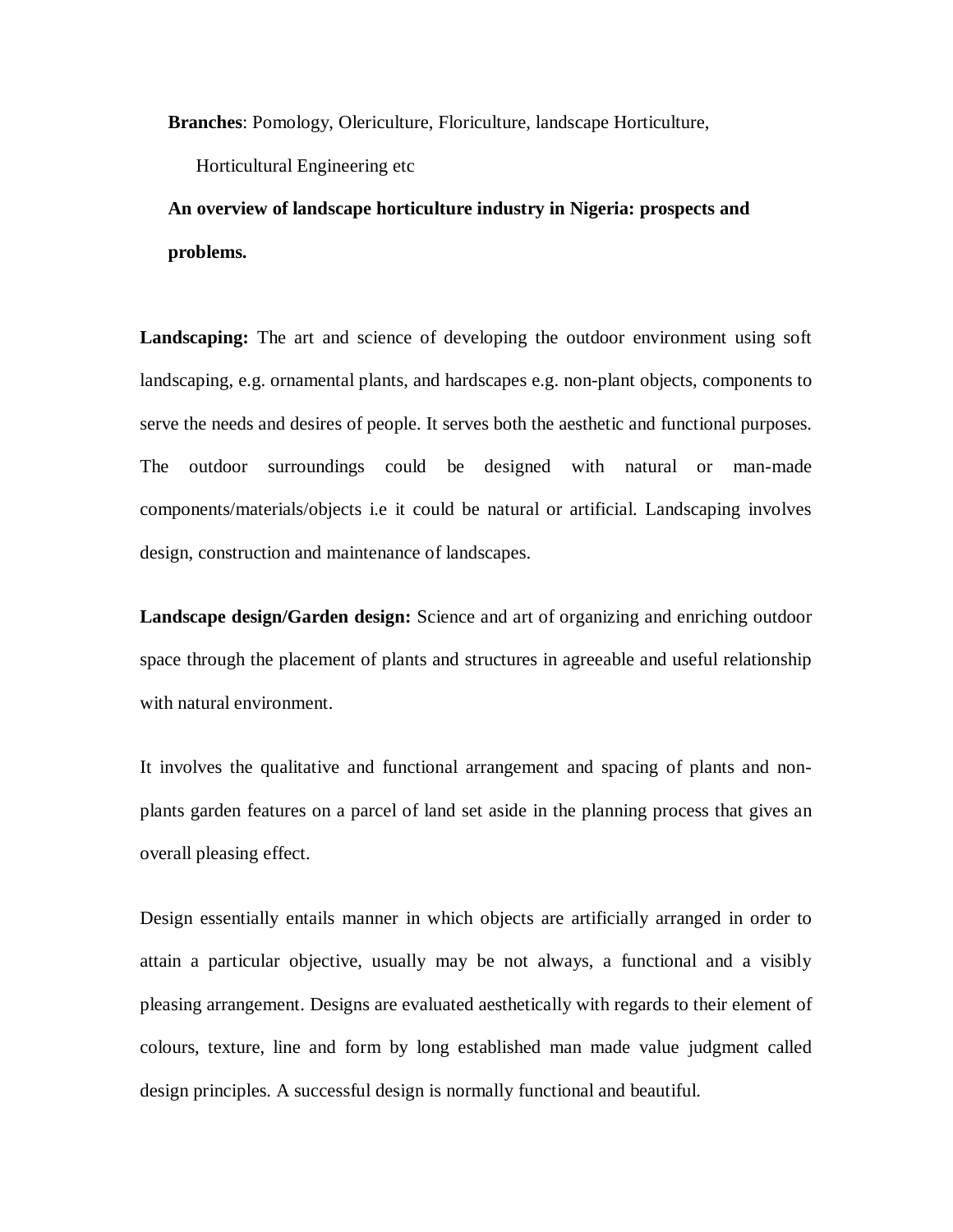**Branches**: Pomology, Olericulture, Floriculture, landscape Horticulture, Horticultural Engineering etc

**An overview of landscape horticulture industry in Nigeria: prospects and problems.**

**Landscaping:** The art and science of developing the outdoor environment using soft landscaping, e.g. ornamental plants, and hardscapes e.g. non-plant objects, components to serve the needs and desires of people. It serves both the aesthetic and functional purposes. The outdoor surroundings could be designed with natural or man-made components/materials/objects i.e it could be natural or artificial. Landscaping involves design, construction and maintenance of landscapes.

**Landscape design/Garden design:** Science and art of organizing and enriching outdoor space through the placement of plants and structures in agreeable and useful relationship with natural environment.

It involves the qualitative and functional arrangement and spacing of plants and non-plants garden features on a parcel of land set aside in the planning process that gives an overall pleasing effect.

Design essentially entails manner in which objects are artificially arranged in order to attain a particular objective, usually may be not always, a functional and a visibly pleasing arrangement. Designs are evaluated aesthetically with regards to their element of colours, texture, line and form by long established man made value judgment called design principles. A successful design is normally functional and beautiful.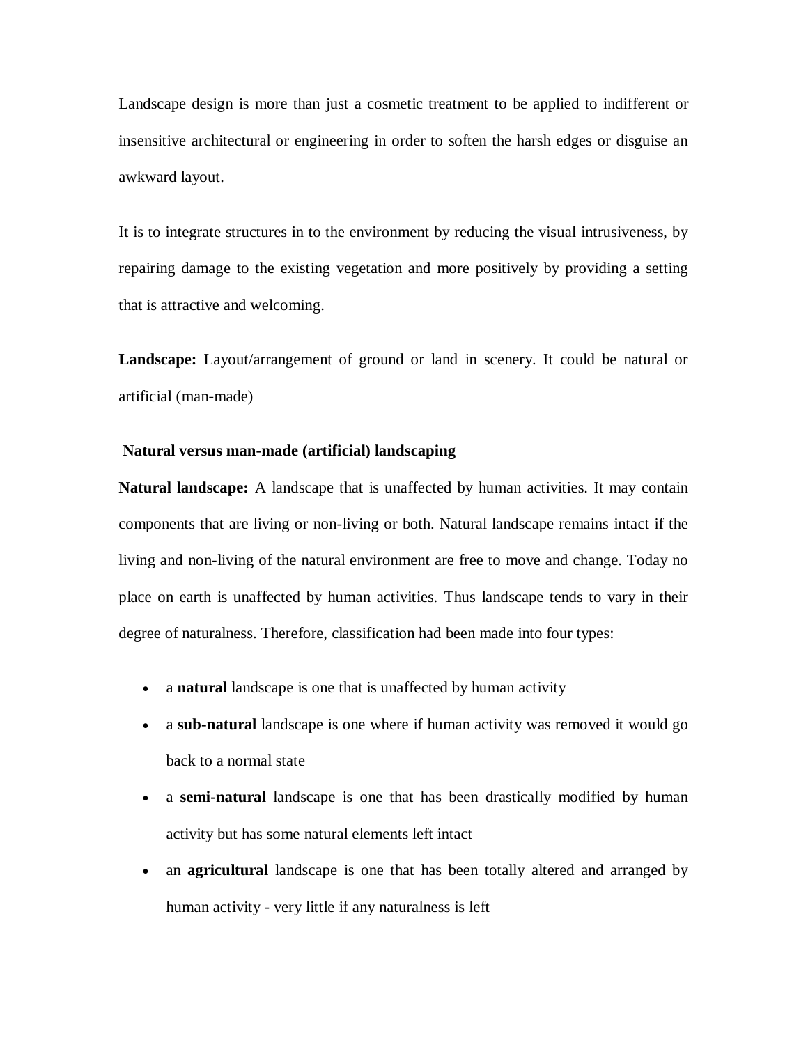Landscape design is more than just a cosmetic treatment to be applied to indifferent or insensitive architectural or engineering in order to soften the harsh edges or disguise an awkward layout.

It is to integrate structures in to the environment by reducing the visual intrusiveness, by repairing damage to the existing vegetation and more positively by providing a setting that is attractive and welcoming.

**Landscape:** Layout/arrangement of ground or land in scenery. It could be natural or artificial (man-made)

**Natural versus man-made (artificial) landscaping**

**Natural landscape:** A landscape that is unaffected by human activities. It may contain components that are living or non-living or both. Natural landscape remains intact if the living and non-living of the natural environment are free to move and change. Today no place on earth is unaffected by human activities. Thus landscape tends to vary in their degree of naturalness. Therefore, classification had been made into four types:

- a **natural** landscape is one that is unaffected by human activity
- a **sub-natural** landscape is one where if human activity was removed it would go back to a normal state
- a **semi-natural** landscape is one that has been drastically modified by human activity but has some natural elements left intact
- an **agricultural** landscape is one that has been totally altered and arranged by human activity - very little if any naturalness is left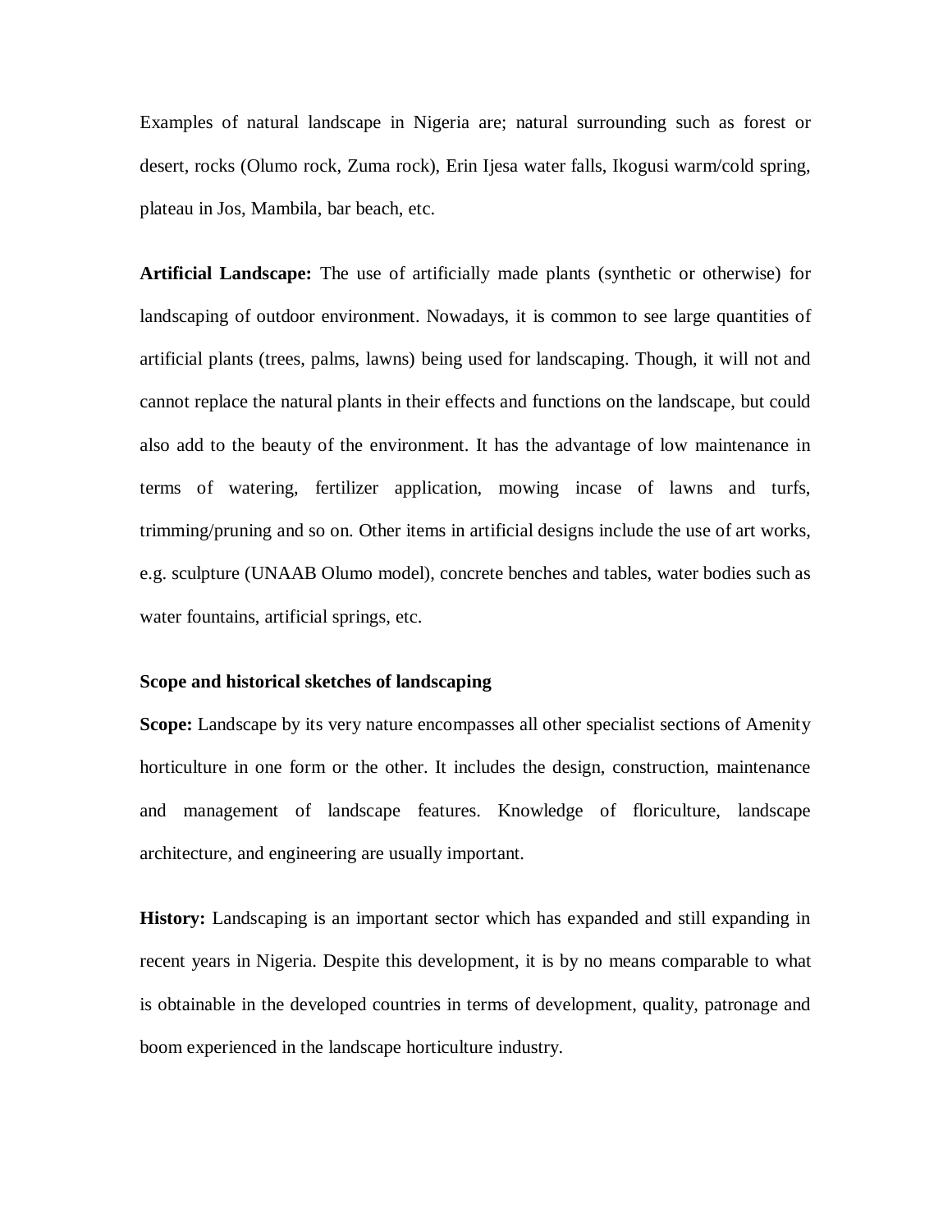Examples of natural landscape in Nigeria are; natural surrounding such as forest or desert, rocks (Olumo rock, Zuma rock), Erin Ijesa water falls, Ikogusi warm/cold spring, plateau in Jos, Mambila, bar beach, etc.

**Artificial Landscape:** The use of artificially made plants (synthetic or otherwise) for landscaping of outdoor environment. Nowadays, it is common to see large quantities of artificial plants (trees, palms, lawns) being used for landscaping. Though, it will not and cannot replace the natural plants in their effects and functions on the landscape, but could also add to the beauty of the environment. It has the advantage of low maintenance in terms of watering, fertilizer application, mowing incase of lawns and turfs, trimming/pruning and so on. Other items in artificial designs include the use of art works, e.g. sculpture (UNAAB Olumo model), concrete benches and tables, water bodies such as water fountains, artificial springs, etc.

**Scope and historical sketches of landscaping**

**Scope:** Landscape by its very nature encompasses all other specialist sections of Amenity horticulture in one form or the other. It includes the design, construction, maintenance and management of landscape features. Knowledge of floriculture, landscape architecture, and engineering are usually important.

**History:** Landscaping is an important sector which has expanded and still expanding in recent years in Nigeria. Despite this development, it is by no means comparable to what is obtainable in the developed countries in terms of development, quality, patronage and boom experienced in the landscape horticulture industry.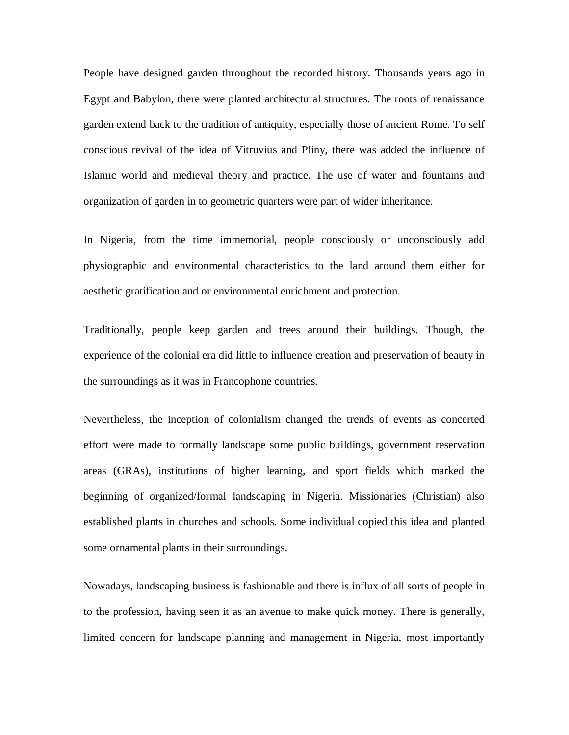People have designed garden throughout the recorded history. Thousands years ago in Egypt and Babylon, there were planted architectural structures. The roots of renaissance garden extend back to the tradition of antiquity, especially those of ancient Rome. To self conscious revival of the idea of Vitruvius and Pliny, there was added the influence of Islamic world and medieval theory and practice. The use of water and fountains and organization of garden in to geometric quarters were part of wider inheritance.

In Nigeria, from the time immemorial, people consciously or unconsciously add physiographic and environmental characteristics to the land around them either for aesthetic gratification and or environmental enrichment and protection.

Traditionally, people keep garden and trees around their buildings. Though, the experience of the colonial era did little to influence creation and preservation of beauty in the surroundings as it was in Francophone countries.

Nevertheless, the inception of colonialism changed the trends of events as concerted effort were made to formally landscape some public buildings, government reservation areas (GRAs), institutions of higher learning, and sport fields which marked the beginning of organized/formal landscaping in Nigeria. Missionaries (Christian) also established plants in churches and schools. Some individual copied this idea and planted some ornamental plants in their surroundings.

Nowadays, landscaping business is fashionable and there is influx of all sorts of people in to the profession, having seen it as an avenue to make quick money. There is generally, limited concern for landscape planning and management in Nigeria, most importantly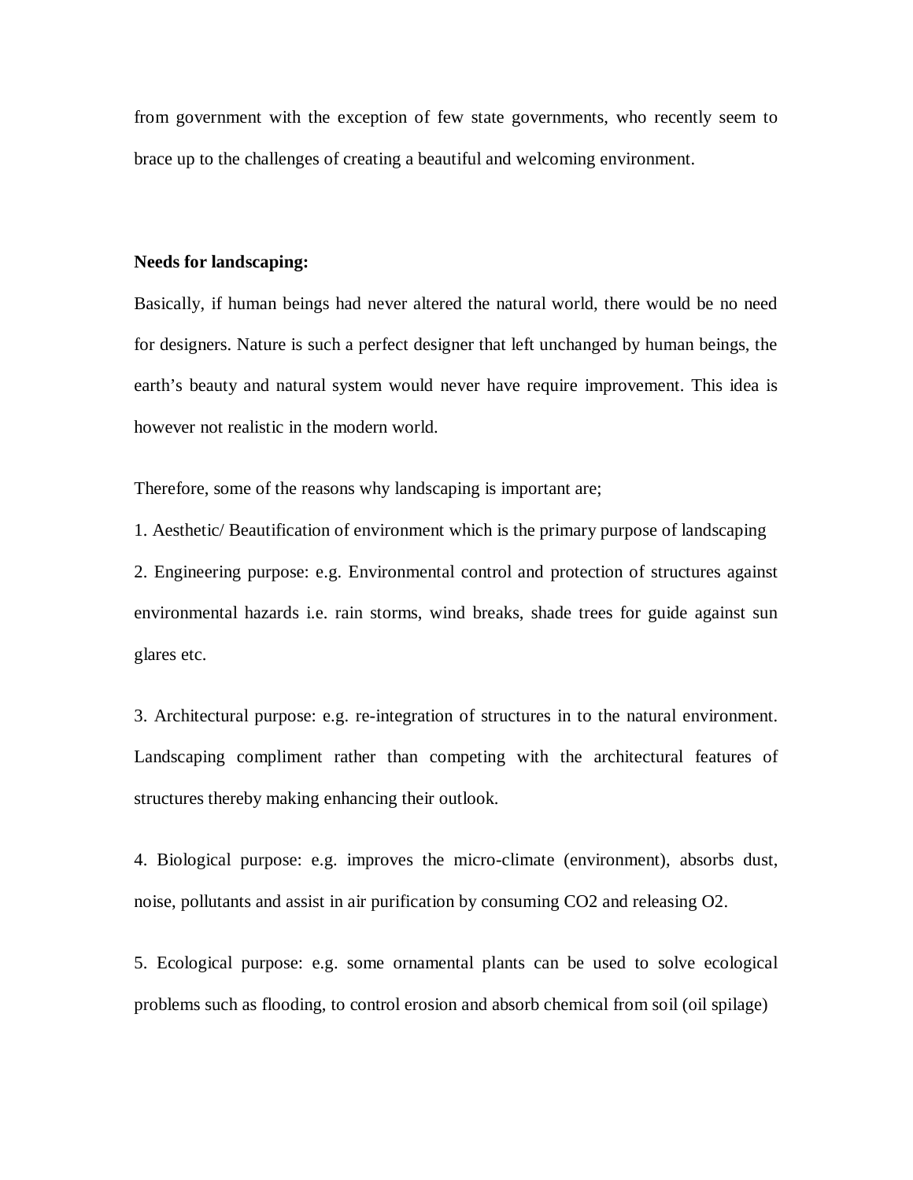from government with the exception of few state governments, who recently seem to brace up to the challenges of creating a beautiful and welcoming environment.

**Needs for landscaping:**

Basically, if human beings had never altered the natural world, there would be no need for designers. Nature is such a perfect designer that left unchanged by human beings, the earth's beauty and natural system would never have require improvement. This idea is however not realistic in the modern world.

Therefore, some of the reasons why landscaping is important are;

1. Aesthetic/ Beautification of environment which is the primary purpose of landscaping

2. Engineering purpose: e.g. Environmental control and protection of structures against environmental hazards i.e. rain storms, wind breaks, shade trees for guide against sun glares etc.

3. Architectural purpose: e.g. re-integration of structures in to the natural environment. Landscaping compliment rather than competing with the architectural features of structures thereby making enhancing their outlook.

4. Biological purpose: e.g. improves the micro-climate (environment), absorbs dust, noise, pollutants and assist in air purification by consuming $CO_2$ and releasing $O_2$.

5. Ecological purpose: e.g. some ornamental plants can be used to solve ecological problems such as flooding, to control erosion and absorb chemical from soil (oil spilage)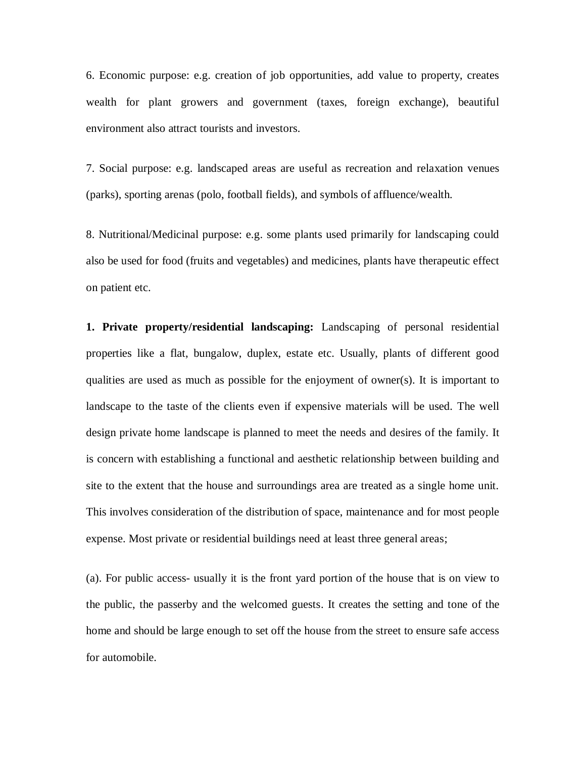6. Economic purpose: e.g. creation of job opportunities, add value to property, creates wealth for plant growers and government (taxes, foreign exchange), beautiful environment also attract tourists and investors.

7. Social purpose: e.g. landscaped areas are useful as recreation and relaxation venues (parks), sporting arenas (polo, football fields), and symbols of affluence/wealth.

8. Nutritional/Medicinal purpose: e.g. some plants used primarily for landscaping could also be used for food (fruits and vegetables) and medicines, plants have therapeutic effect on patient etc.

**1. Private property/residential landscaping:** Landscaping of personal residential properties like a flat, bungalow, duplex, estate etc. Usually, plants of different good qualities are used as much as possible for the enjoyment of owner(s). It is important to landscape to the taste of the clients even if expensive materials will be used. The well design private home landscape is planned to meet the needs and desires of the family. It is concern with establishing a functional and aesthetic relationship between building and site to the extent that the house and surroundings area are treated as a single home unit. This involves consideration of the distribution of space, maintenance and for most people expense. Most private or residential buildings need at least three general areas;

(a). For public access- usually it is the front yard portion of the house that is on view to the public, the passerby and the welcomed guests. It creates the setting and tone of the home and should be large enough to set off the house from the street to ensure safe access for automobile.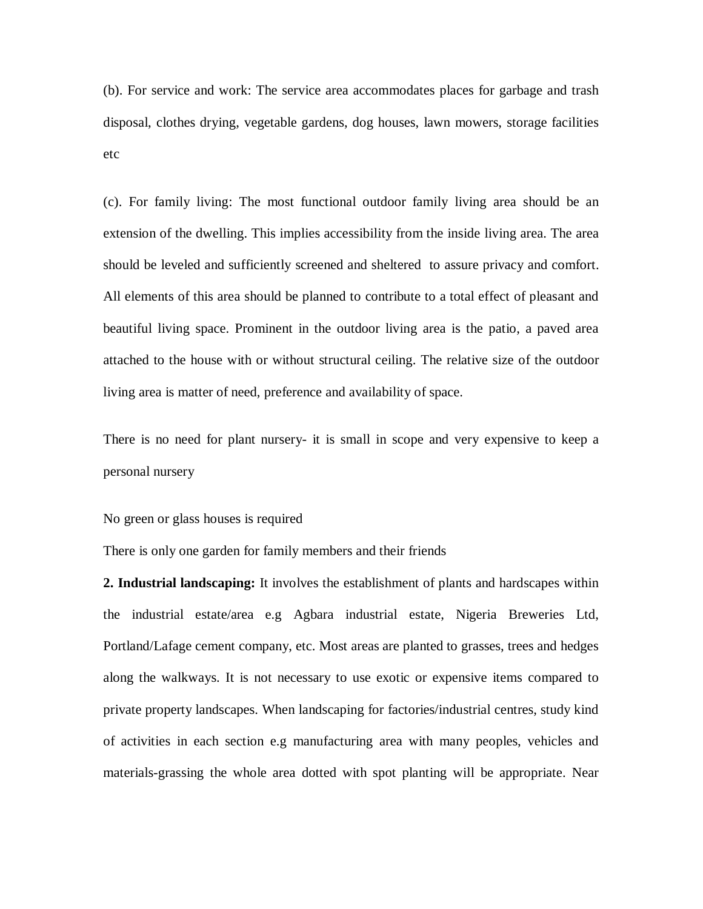(b). For service and work: The service area accommodates places for garbage and trash disposal, clothes drying, vegetable gardens, dog houses, lawn mowers, storage facilities etc

(c). For family living: The most functional outdoor family living area should be an extension of the dwelling. This implies accessibility from the inside living area. The area should be leveled and sufficiently screened and sheltered to assure privacy and comfort. All elements of this area should be planned to contribute to a total effect of pleasant and beautiful living space. Prominent in the outdoor living area is the patio, a paved area attached to the house with or without structural ceiling. The relative size of the outdoor living area is matter of need, preference and availability of space.

There is no need for plant nursery- it is small in scope and very expensive to keep a personal nursery

No green or glass houses is required

There is only one garden for family members and their friends

**2. Industrial landscaping:** It involves the establishment of plants and hardscapes within the industrial estate/area e.g Agbara industrial estate, Nigeria Breweries Ltd, Portland/Lafage cement company, etc. Most areas are planted to grasses, trees and hedges along the walkways. It is not necessary to use exotic or expensive items compared to private property landscapes. When landscaping for factories/industrial centres, study kind of activities in each section e.g manufacturing area with many peoples, vehicles and materials-grassing the whole area dotted with spot planting will be appropriate. Near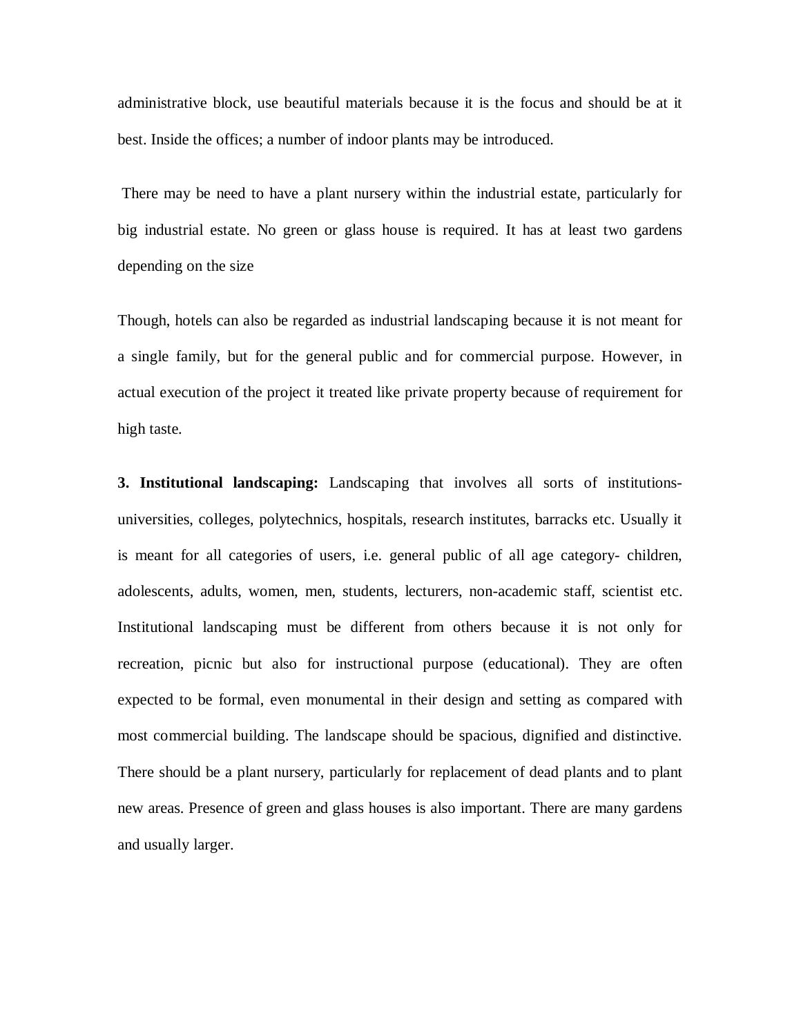administrative block, use beautiful materials because it is the focus and should be at it best. Inside the offices; a number of indoor plants may be introduced.

There may be need to have a plant nursery within the industrial estate, particularly for big industrial estate. No green or glass house is required. It has at least two gardens depending on the size

Though, hotels can also be regarded as industrial landscaping because it is not meant for a single family, but for the general public and for commercial purpose. However, in actual execution of the project it treated like private property because of requirement for high taste.

**3. Institutional landscaping:** Landscaping that involves all sorts of institutions- universities, colleges, polytechnics, hospitals, research institutes, barracks etc. Usually it is meant for all categories of users, i.e. general public of all age category- children, adolescents, adults, women, men, students, lecturers, non-academic staff, scientist etc. Institutional landscaping must be different from others because it is not only for recreation, picnic but also for instructional purpose (educational). They are often expected to be formal, even monumental in their design and setting as compared with most commercial building. The landscape should be spacious, dignified and distinctive. There should be a plant nursery, particularly for replacement of dead plants and to plant new areas. Presence of green and glass houses is also important. There are many gardens and usually larger.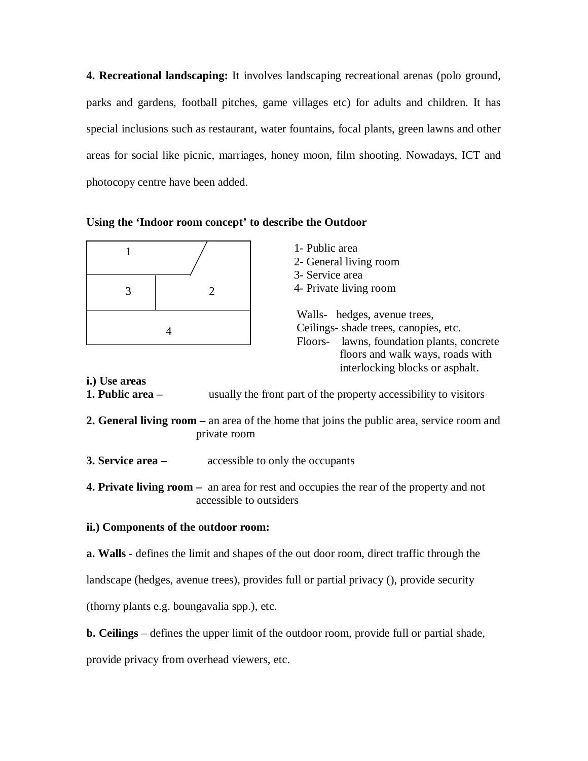**4. Recreational landscaping:** It involves landscaping recreational arenas (polo ground, parks and gardens, football pitches, game villages etc) for adults and children. It has special inclusions such as restaurant, water fountains, focal plants, green lawns and other areas for social like picnic, marriages, honey moon, film shooting. Nowadays, ICT and photocopy centre have been added.

**Using the 'Indoor room concept' to describe the Outdoor**

| 1 | |
|---|---|
| 3 | 2 |
| 4 | |

1- Public area
2- General living room
3- Service area
4- Private living room

Walls- hedges, avenue trees,
Ceilings- shade trees, canopies, etc.
Floors- lawns, foundation plants, concrete floors and walk ways, roads with interlocking blocks or asphalt.

**i.) Use areas**

**1. Public area –** usually the front part of the property accessibility to visitors

**2. General living room –** an area of the home that joins the public area, service room and private room

**3. Service area –** accessible to only the occupants

**4. Private living room –** an area for rest and occupies the rear of the property and not accessible to outsiders

**ii.) Components of the outdoor room:**

**a. Walls** - defines the limit and shapes of the out door room, direct traffic through the landscape (hedges, avenue trees), provides full or partial privacy (), provide security (thorny plants e.g. boungavalia spp.), etc.

**b. Ceilings** – defines the upper limit of the outdoor room, provide full or partial shade, provide privacy from overhead viewers, etc.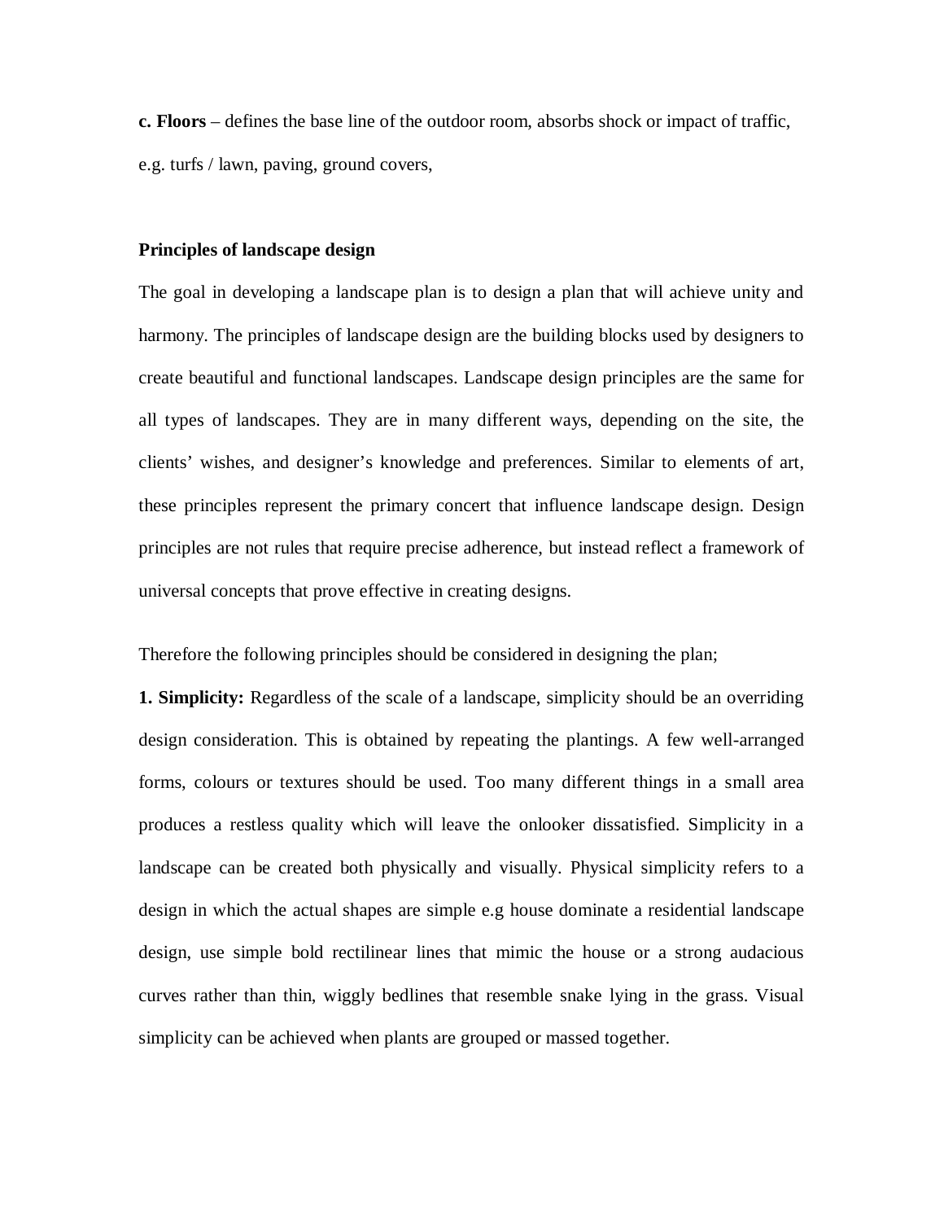**c. Floors** – defines the base line of the outdoor room, absorbs shock or impact of traffic, e.g. turfs / lawn, paving, ground covers,

**Principles of landscape design**

The goal in developing a landscape plan is to design a plan that will achieve unity and harmony. The principles of landscape design are the building blocks used by designers to create beautiful and functional landscapes. Landscape design principles are the same for all types of landscapes. They are in many different ways, depending on the site, the clients' wishes, and designer's knowledge and preferences. Similar to elements of art, these principles represent the primary concert that influence landscape design. Design principles are not rules that require precise adherence, but instead reflect a framework of universal concepts that prove effective in creating designs.

Therefore the following principles should be considered in designing the plan;

**1. Simplicity:** Regardless of the scale of a landscape, simplicity should be an overriding design consideration. This is obtained by repeating the plantings. A few well-arranged forms, colours or textures should be used. Too many different things in a small area produces a restless quality which will leave the onlooker dissatisfied. Simplicity in a landscape can be created both physically and visually. Physical simplicity refers to a design in which the actual shapes are simple e.g house dominate a residential landscape design, use simple bold rectilinear lines that mimic the house or a strong audacious curves rather than thin, wiggly bedlines that resemble snake lying in the grass. Visual simplicity can be achieved when plants are grouped or massed together.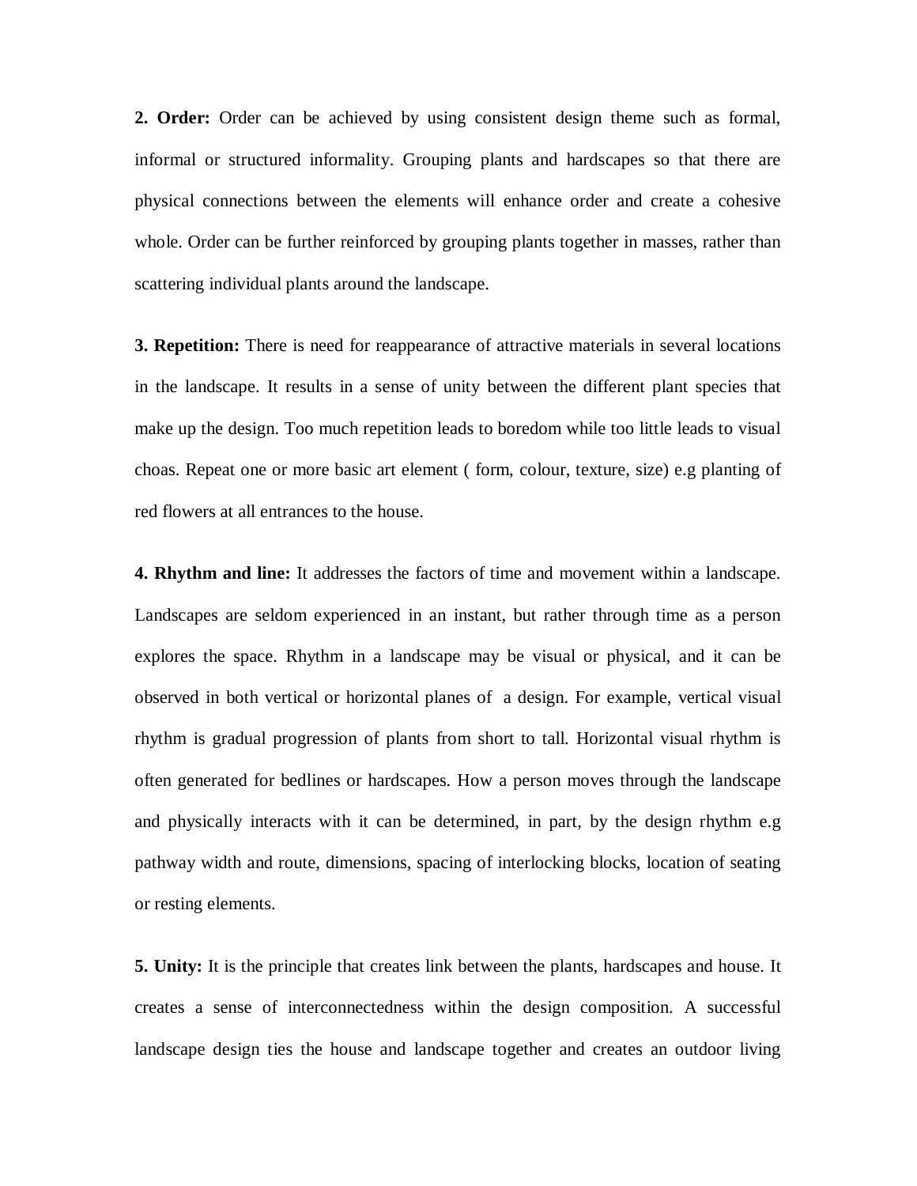**2. Order:** Order can be achieved by using consistent design theme such as formal, informal or structured informality. Grouping plants and hardscapes so that there are physical connections between the elements will enhance order and create a cohesive whole. Order can be further reinforced by grouping plants together in masses, rather than scattering individual plants around the landscape.

**3. Repetition:** There is need for reappearance of attractive materials in several locations in the landscape. It results in a sense of unity between the different plant species that make up the design. Too much repetition leads to boredom while too little leads to visual choas. Repeat one or more basic art element ( form, colour, texture, size) e.g planting of red flowers at all entrances to the house.

**4. Rhythm and line:** It addresses the factors of time and movement within a landscape. Landscapes are seldom experienced in an instant, but rather through time as a person explores the space. Rhythm in a landscape may be visual or physical, and it can be observed in both vertical or horizontal planes of a design. For example, vertical visual rhythm is gradual progression of plants from short to tall. Horizontal visual rhythm is often generated for bedlines or hardscapes. How a person moves through the landscape and physically interacts with it can be determined, in part, by the design rhythm e.g pathway width and route, dimensions, spacing of interlocking blocks, location of seating or resting elements.

**5. Unity:** It is the principle that creates link between the plants, hardscapes and house. It creates a sense of interconnectedness within the design composition. A successful landscape design ties the house and landscape together and creates an outdoor living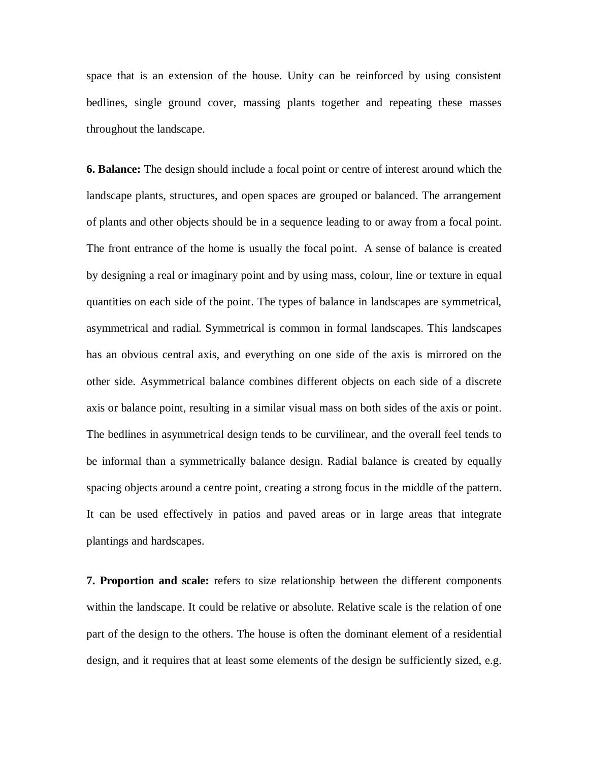space that is an extension of the house. Unity can be reinforced by using consistent bedlines, single ground cover, massing plants together and repeating these masses throughout the landscape.

**6. Balance:** The design should include a focal point or centre of interest around which the landscape plants, structures, and open spaces are grouped or balanced. The arrangement of plants and other objects should be in a sequence leading to or away from a focal point. The front entrance of the home is usually the focal point. A sense of balance is created by designing a real or imaginary point and by using mass, colour, line or texture in equal quantities on each side of the point. The types of balance in landscapes are symmetrical, asymmetrical and radial. Symmetrical is common in formal landscapes. This landscapes has an obvious central axis, and everything on one side of the axis is mirrored on the other side. Asymmetrical balance combines different objects on each side of a discrete axis or balance point, resulting in a similar visual mass on both sides of the axis or point. The bedlines in asymmetrical design tends to be curvilinear, and the overall feel tends to be informal than a symmetrically balance design. Radial balance is created by equally spacing objects around a centre point, creating a strong focus in the middle of the pattern. It can be used effectively in patios and paved areas or in large areas that integrate plantings and hardscapes.

**7. Proportion and scale:** refers to size relationship between the different components within the landscape. It could be relative or absolute. Relative scale is the relation of one part of the design to the others. The house is often the dominant element of a residential design, and it requires that at least some elements of the design be sufficiently sized, e.g.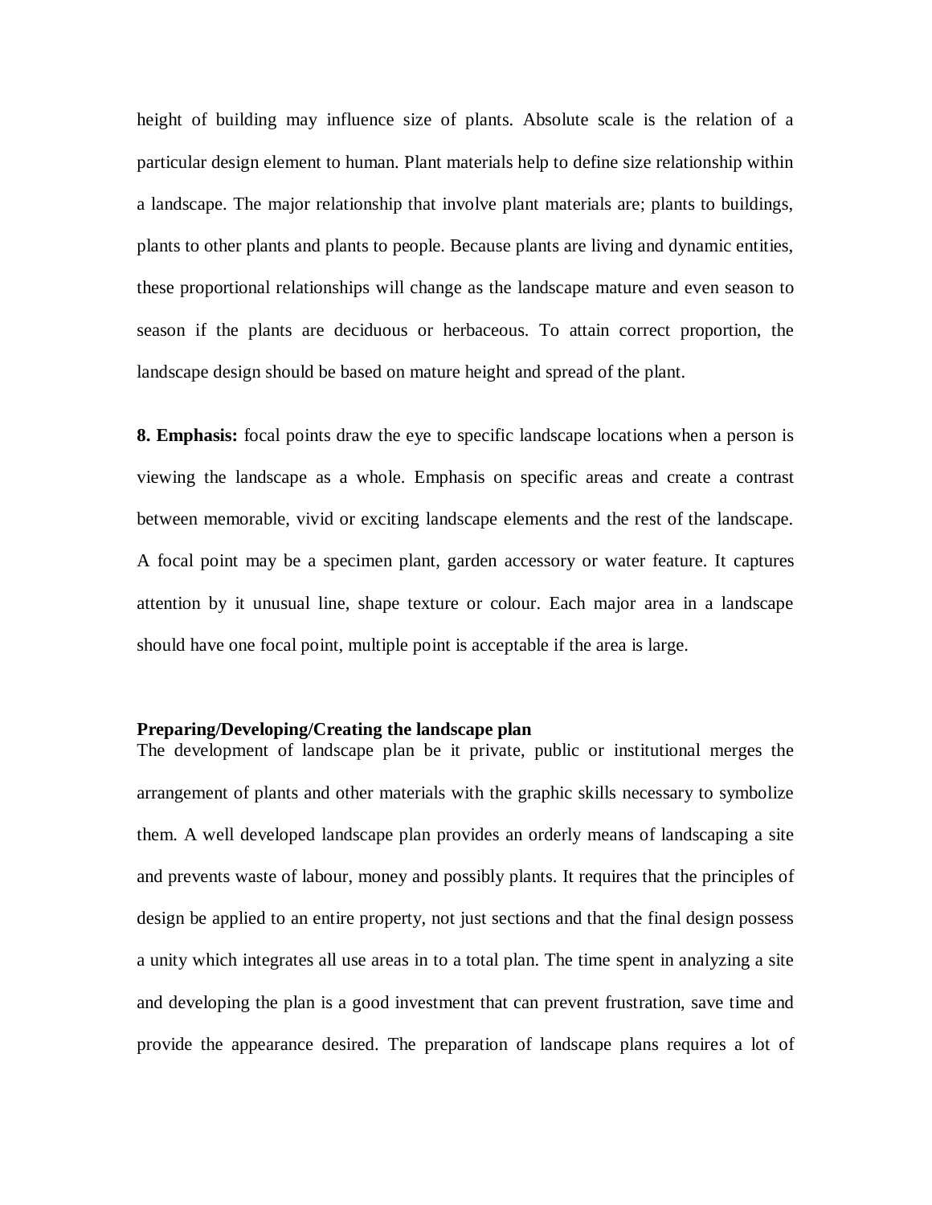height of building may influence size of plants. Absolute scale is the relation of a particular design element to human. Plant materials help to define size relationship within a landscape. The major relationship that involve plant materials are; plants to buildings, plants to other plants and plants to people. Because plants are living and dynamic entities, these proportional relationships will change as the landscape mature and even season to season if the plants are deciduous or herbaceous. To attain correct proportion, the landscape design should be based on mature height and spread of the plant.

**8. Emphasis:** focal points draw the eye to specific landscape locations when a person is viewing the landscape as a whole. Emphasis on specific areas and create a contrast between memorable, vivid or exciting landscape elements and the rest of the landscape. A focal point may be a specimen plant, garden accessory or water feature. It captures attention by it unusual line, shape texture or colour. Each major area in a landscape should have one focal point, multiple point is acceptable if the area is large.

### Preparing/Developing/Creating the landscape plan

The development of landscape plan be it private, public or institutional merges the arrangement of plants and other materials with the graphic skills necessary to symbolize them. A well developed landscape plan provides an orderly means of landscaping a site and prevents waste of labour, money and possibly plants. It requires that the principles of design be applied to an entire property, not just sections and that the final design possess a unity which integrates all use areas in to a total plan. The time spent in analyzing a site and developing the plan is a good investment that can prevent frustration, save time and provide the appearance desired. The preparation of landscape plans requires a lot of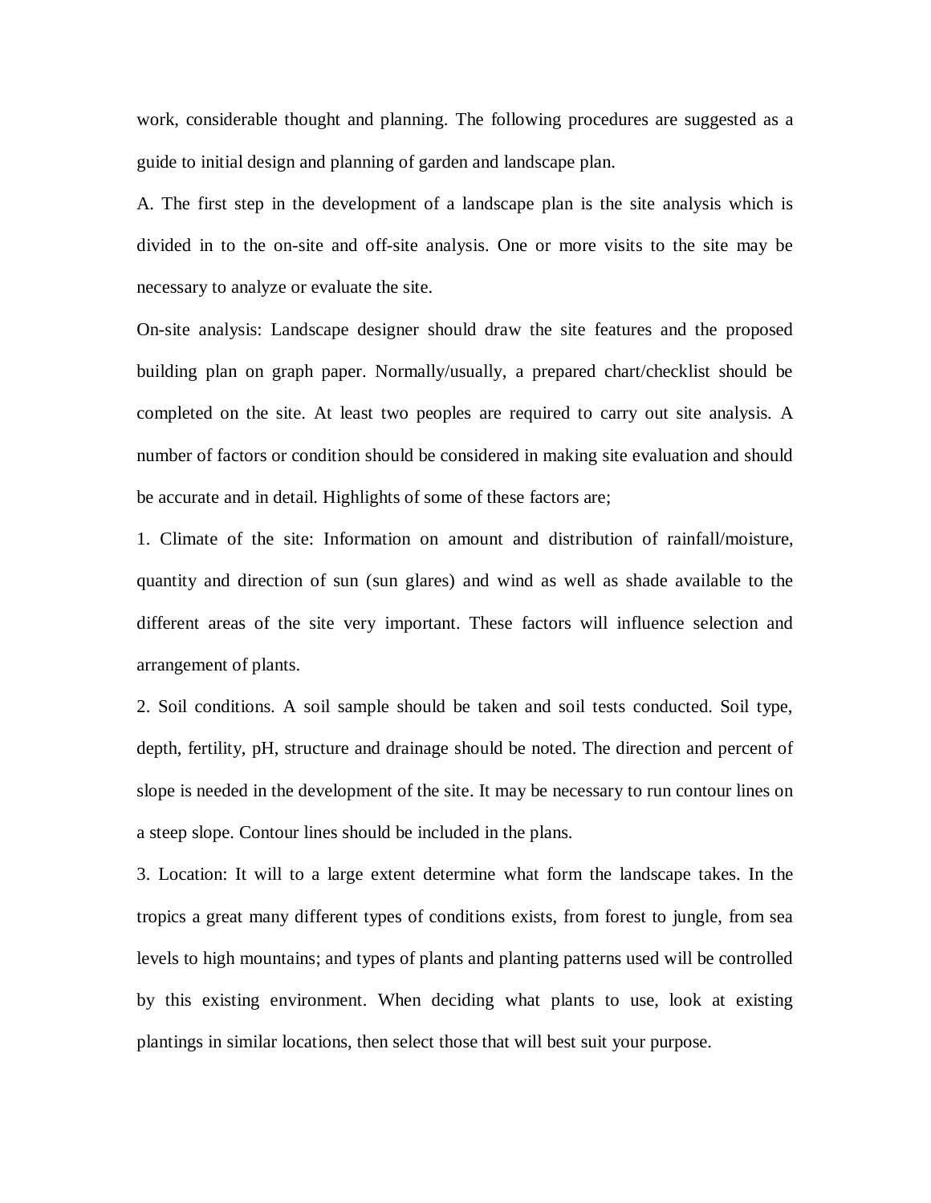work, considerable thought and planning. The following procedures are suggested as a guide to initial design and planning of garden and landscape plan.

A. The first step in the development of a landscape plan is the site analysis which is divided in to the on-site and off-site analysis. One or more visits to the site may be necessary to analyze or evaluate the site.

On-site analysis: Landscape designer should draw the site features and the proposed building plan on graph paper. Normally/usually, a prepared chart/checklist should be completed on the site. At least two peoples are required to carry out site analysis. A number of factors or condition should be considered in making site evaluation and should be accurate and in detail. Highlights of some of these factors are;

1. Climate of the site: Information on amount and distribution of rainfall/moisture, quantity and direction of sun (sun glares) and wind as well as shade available to the different areas of the site very important. These factors will influence selection and arrangement of plants.

2. Soil conditions. A soil sample should be taken and soil tests conducted. Soil type, depth, fertility, pH, structure and drainage should be noted. The direction and percent of slope is needed in the development of the site. It may be necessary to run contour lines on a steep slope. Contour lines should be included in the plans.

3. Location: It will to a large extent determine what form the landscape takes. In the tropics a great many different types of conditions exists, from forest to jungle, from sea levels to high mountains; and types of plants and planting patterns used will be controlled by this existing environment. When deciding what plants to use, look at existing plantings in similar locations, then select those that will best suit your purpose.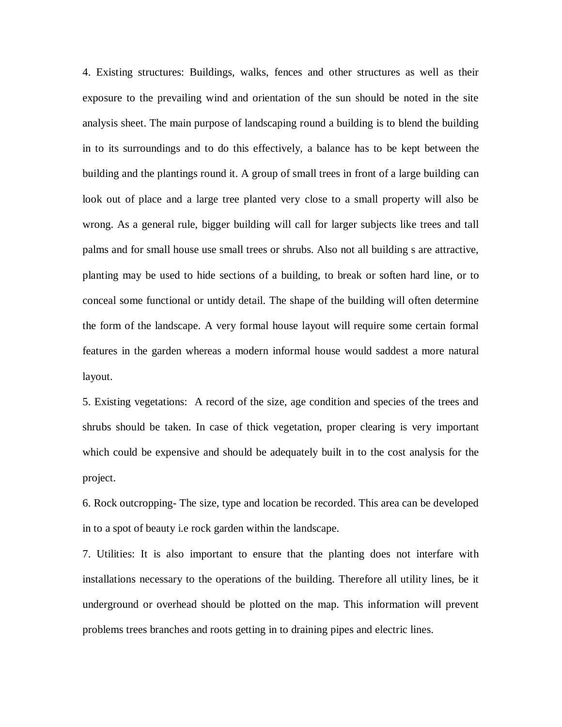4. Existing structures: Buildings, walks, fences and other structures as well as their exposure to the prevailing wind and orientation of the sun should be noted in the site analysis sheet. The main purpose of landscaping round a building is to blend the building in to its surroundings and to do this effectively, a balance has to be kept between the building and the plantings round it. A group of small trees in front of a large building can look out of place and a large tree planted very close to a small property will also be wrong. As a general rule, bigger building will call for larger subjects like trees and tall palms and for small house use small trees or shrubs. Also not all building s are attractive, planting may be used to hide sections of a building, to break or soften hard line, or to conceal some functional or untidy detail. The shape of the building will often determine the form of the landscape. A very formal house layout will require some certain formal features in the garden whereas a modern informal house would saddest a more natural layout.

5. Existing vegetations: A record of the size, age condition and species of the trees and shrubs should be taken. In case of thick vegetation, proper clearing is very important which could be expensive and should be adequately built in to the cost analysis for the project.

6. Rock outcropping- The size, type and location be recorded. This area can be developed in to a spot of beauty i.e rock garden within the landscape.

7. Utilities: It is also important to ensure that the planting does not interfare with installations necessary to the operations of the building. Therefore all utility lines, be it underground or overhead should be plotted on the map. This information will prevent problems trees branches and roots getting in to draining pipes and electric lines.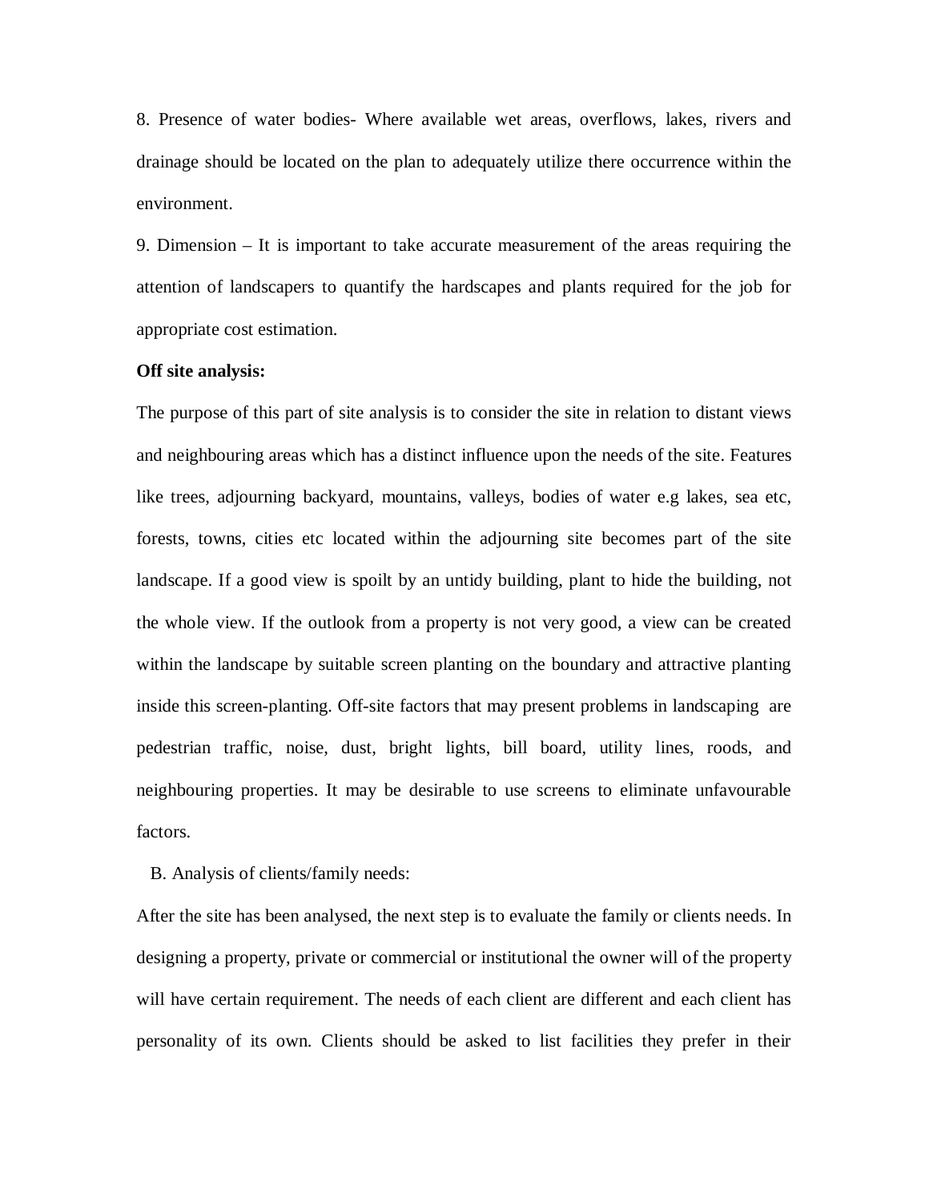8. Presence of water bodies- Where available wet areas, overflows, lakes, rivers and drainage should be located on the plan to adequately utilize there occurrence within the environment.

9. Dimension – It is important to take accurate measurement of the areas requiring the attention of landscapers to quantify the hardscapes and plants required for the job for appropriate cost estimation.

**Off site analysis:**

The purpose of this part of site analysis is to consider the site in relation to distant views and neighbouring areas which has a distinct influence upon the needs of the site. Features like trees, adjourning backyard, mountains, valleys, bodies of water e.g lakes, sea etc, forests, towns, cities etc located within the adjourning site becomes part of the site landscape. If a good view is spoilt by an untidy building, plant to hide the building, not the whole view. If the outlook from a property is not very good, a view can be created within the landscape by suitable screen planting on the boundary and attractive planting inside this screen-planting. Off-site factors that may present problems in landscaping are pedestrian traffic, noise, dust, bright lights, bill board, utility lines, roods, and neighbouring properties. It may be desirable to use screens to eliminate unfavourable factors.

B. Analysis of clients/family needs:

After the site has been analysed, the next step is to evaluate the family or clients needs. In designing a property, private or commercial or institutional the owner will of the property will have certain requirement. The needs of each client are different and each client has personality of its own. Clients should be asked to list facilities they prefer in their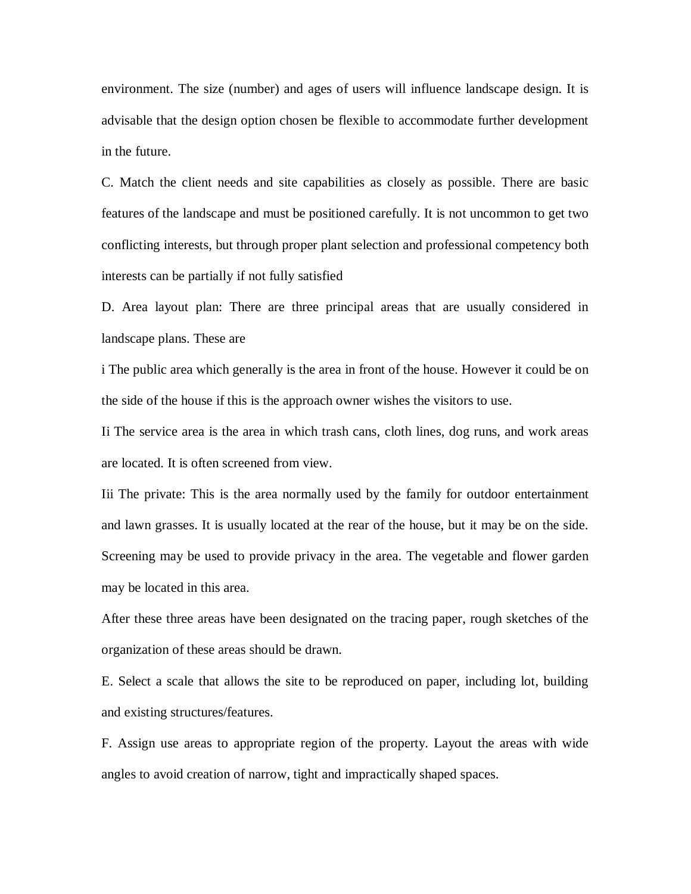environment. The size (number) and ages of users will influence landscape design. It is advisable that the design option chosen be flexible to accommodate further development in the future.

C. Match the client needs and site capabilities as closely as possible. There are basic features of the landscape and must be positioned carefully. It is not uncommon to get two conflicting interests, but through proper plant selection and professional competency both interests can be partially if not fully satisfied

D. Area layout plan: There are three principal areas that are usually considered in landscape plans. These are

i The public area which generally is the area in front of the house. However it could be on the side of the house if this is the approach owner wishes the visitors to use.

Ii The service area is the area in which trash cans, cloth lines, dog runs, and work areas are located. It is often screened from view.

Iii The private: This is the area normally used by the family for outdoor entertainment and lawn grasses. It is usually located at the rear of the house, but it may be on the side. Screening may be used to provide privacy in the area. The vegetable and flower garden may be located in this area.

After these three areas have been designated on the tracing paper, rough sketches of the organization of these areas should be drawn.

E. Select a scale that allows the site to be reproduced on paper, including lot, building and existing structures/features.

F. Assign use areas to appropriate region of the property. Layout the areas with wide angles to avoid creation of narrow, tight and impractically shaped spaces.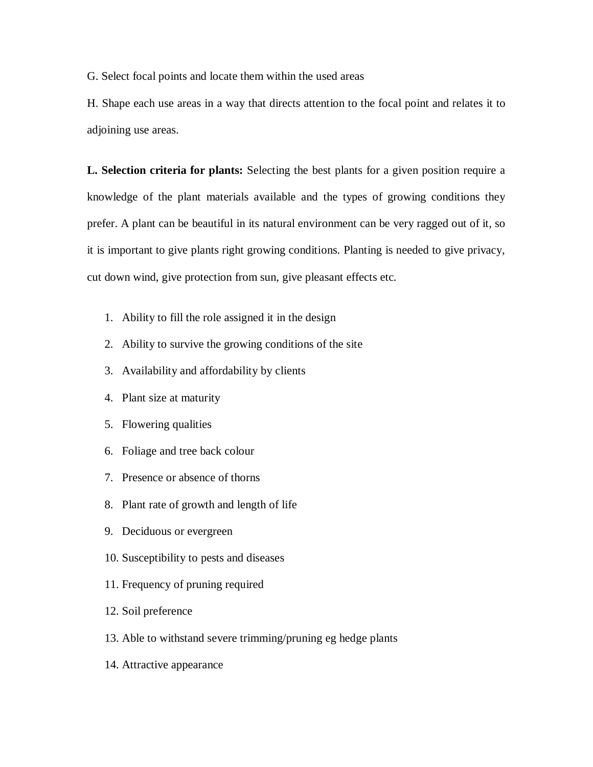G. Select focal points and locate them within the used areas

H. Shape each use areas in a way that directs attention to the focal point and relates it to adjoining use areas.

**L. Selection criteria for plants:** Selecting the best plants for a given position require a knowledge of the plant materials available and the types of growing conditions they prefer. A plant can be beautiful in its natural environment can be very ragged out of it, so it is important to give plants right growing conditions. Planting is needed to give privacy, cut down wind, give protection from sun, give pleasant effects etc.

1. Ability to fill the role assigned it in the design
2. Ability to survive the growing conditions of the site
3. Availability and affordability by clients
4. Plant size at maturity
5. Flowering qualities
6. Foliage and tree back colour
7. Presence or absence of thorns
8. Plant rate of growth and length of life
9. Deciduous or evergreen
10. Susceptibility to pests and diseases
11. Frequency of pruning required
12. Soil preference
13. Able to withstand severe trimming/pruning eg hedge plants
14. Attractive appearance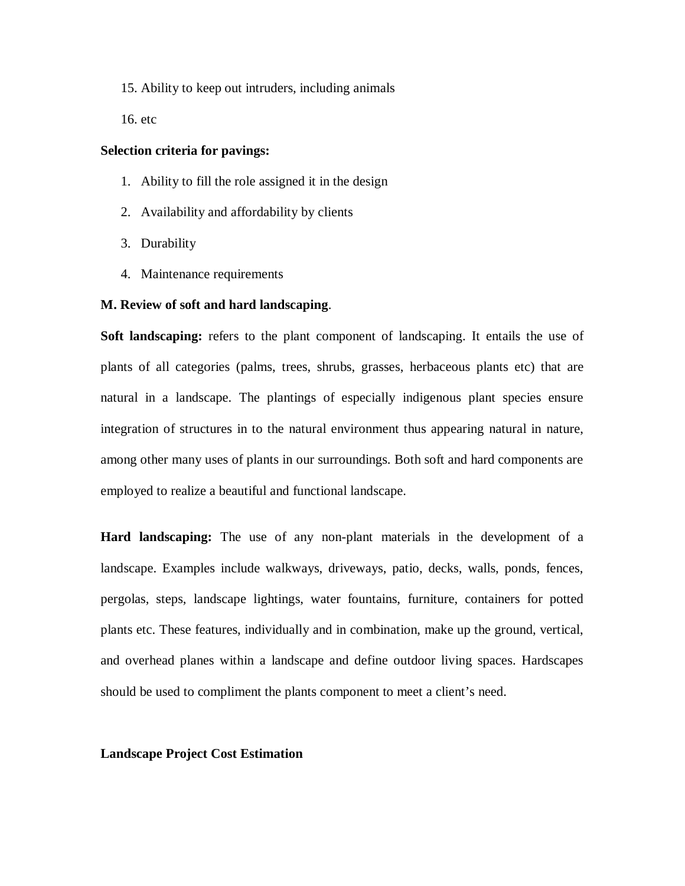15. Ability to keep out intruders, including animals
16. etc

**Selection criteria for pavings:**

1. Ability to fill the role assigned it in the design
2. Availability and affordability by clients
3. Durability
4. Maintenance requirements

**M. Review of soft and hard landscaping**.

**Soft landscaping:** refers to the plant component of landscaping. It entails the use of plants of all categories (palms, trees, shrubs, grasses, herbaceous plants etc) that are natural in a landscape. The plantings of especially indigenous plant species ensure integration of structures in to the natural environment thus appearing natural in nature, among other many uses of plants in our surroundings. Both soft and hard components are employed to realize a beautiful and functional landscape.

**Hard landscaping:** The use of any non-plant materials in the development of a landscape. Examples include walkways, driveways, patio, decks, walls, ponds, fences, pergolas, steps, landscape lightings, water fountains, furniture, containers for potted plants etc. These features, individually and in combination, make up the ground, vertical, and overhead planes within a landscape and define outdoor living spaces. Hardscapes should be used to compliment the plants component to meet a client's need.

**Landscape Project Cost Estimation**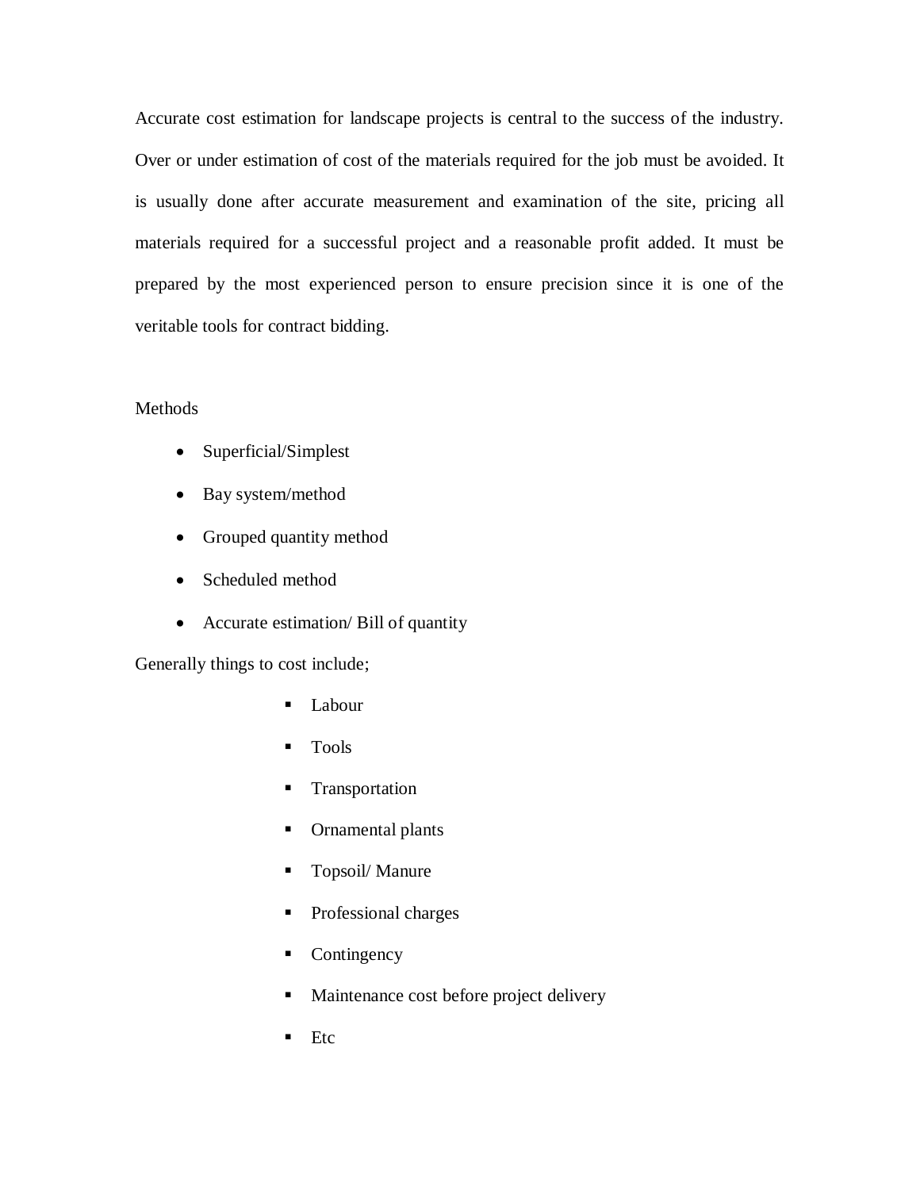Accurate cost estimation for landscape projects is central to the success of the industry. Over or under estimation of cost of the materials required for the job must be avoided. It is usually done after accurate measurement and examination of the site, pricing all materials required for a successful project and a reasonable profit added. It must be prepared by the most experienced person to ensure precision since it is one of the veritable tools for contract bidding.

Methods

- Superficial/Simplest
- Bay system/method
- Grouped quantity method
- Scheduled method
- Accurate estimation/ Bill of quantity

Generally things to cost include;

- Labour
- Tools
- Transportation
- Ornamental plants
- Topsoil/ Manure
- Professional charges
- Contingency
- Maintenance cost before project delivery
- Etc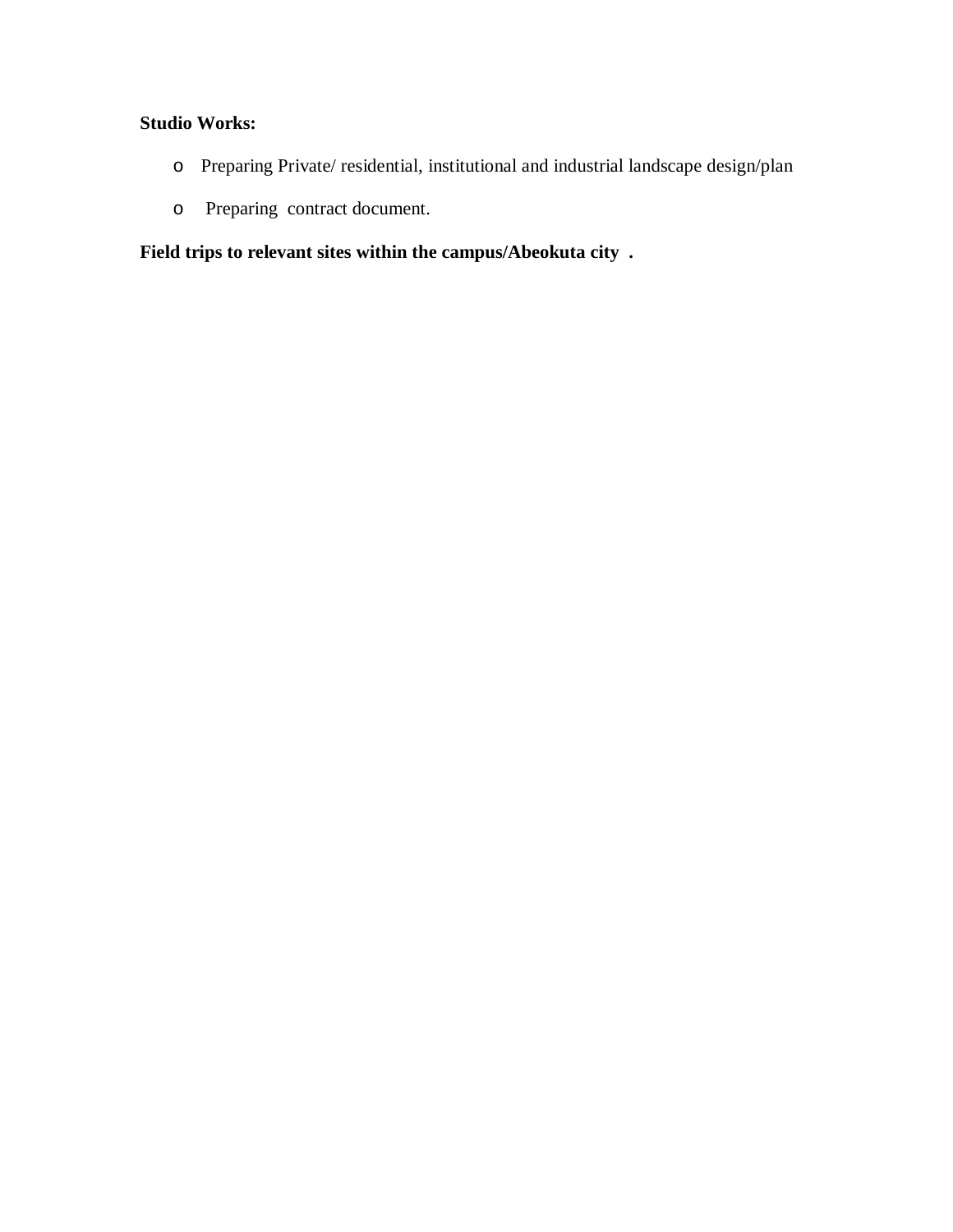**Studio Works:**

- Preparing Private/ residential, institutional and industrial landscape design/plan
- Preparing contract document.

**Field trips to relevant sites within the campus/Abeokuta city .**